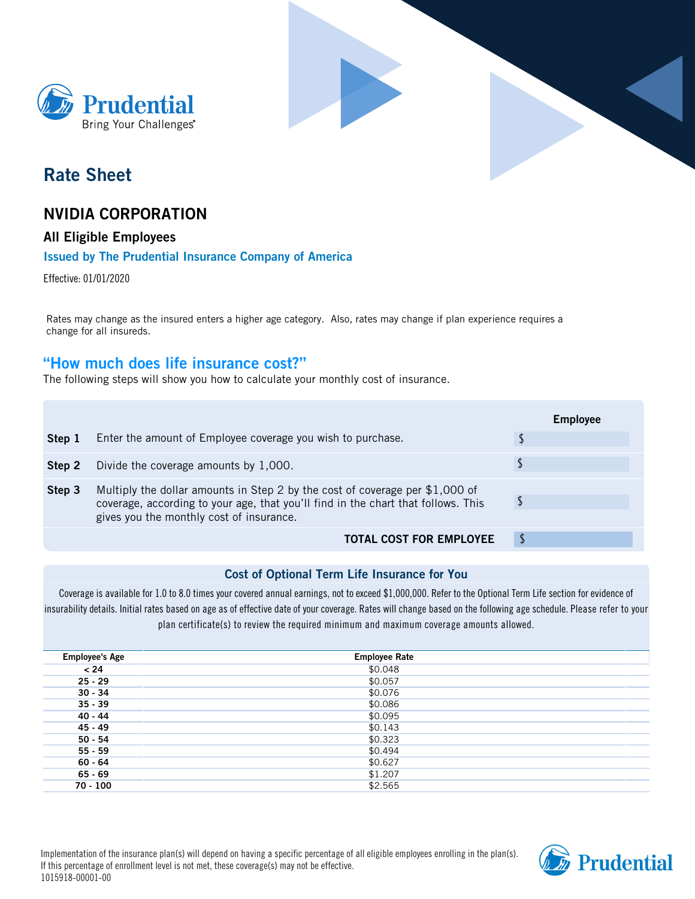Prudential
Bring Your Challenges®

# Rate Sheet

## NVIDIA CORPORATION

### All Eligible Employees

**Issued by The Prudential Insurance Company of America**

Effective: 01/01/2020

Rates may change as the insured enters a higher age category. Also, rates may change if plan experience requires a change for all insureds.

## "How much does life insurance cost?"

The following steps will show you how to calculate your monthly cost of insurance.

| | | Employee |
|---|---|---|
| **Step 1** | Enter the amount of Employee coverage you wish to purchase. | $ |
| **Step 2** | Divide the coverage amounts by 1,000. | $ |
| **Step 3** | Multiply the dollar amounts in Step 2 by the cost of coverage per $1,000 of coverage, according to your age, that you'll find in the chart that follows. This gives you the monthly cost of insurance. | $ |
| | **TOTAL COST FOR EMPLOYEE** | $ |

### Cost of Optional Term Life Insurance for You

Coverage is available for 1.0 to 8.0 times your covered annual earnings, not to exceed $1,000,000. Refer to the Optional Term Life section for evidence of insurability details. Initial rates based on age as of effective date of your coverage. Rates will change based on the following age schedule. Please refer to your plan certificate(s) to review the required minimum and maximum coverage amounts allowed.

| Employee's Age | Employee Rate |
|---|---|
| < 24 | $0.048 |
| 25 - 29 | $0.057 |
| 30 - 34 | $0.076 |
| 35 - 39 | $0.086 |
| 40 - 44 | $0.095 |
| 45 - 49 | $0.143 |
| 50 - 54 | $0.323 |
| 55 - 59 | $0.494 |
| 60 - 64 | $0.627 |
| 65 - 69 | $1.207 |
| 70 - 100 | $2.565 |

Implementation of the insurance plan(s) will depend on having a specific percentage of all eligible employees enrolling in the plan(s). If this percentage of enrollment level is not met, these coverage(s) may not be effective.
1015918-00001-00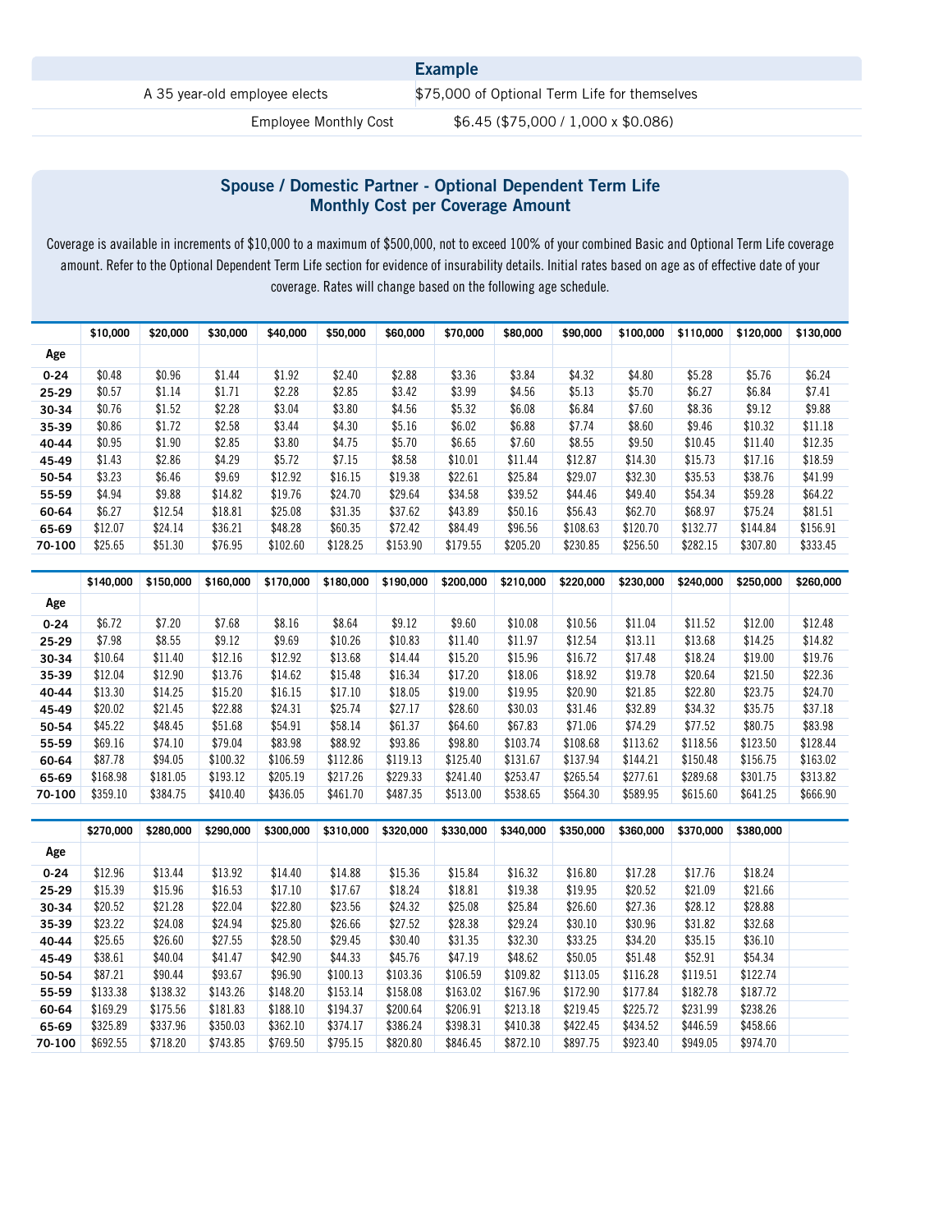| Example | |
|---|---|
| A 35 year-old employee elects | $75,000 of Optional Term Life for themselves |
| Employee Monthly Cost | $6.45 ($75,000 / 1,000 x $0.086) |

## Spouse / Domestic Partner - Optional Dependent Term Life Monthly Cost per Coverage Amount

Coverage is available in increments of $10,000 to a maximum of $500,000, not to exceed 100% of your combined Basic and Optional Term Life coverage amount. Refer to the Optional Dependent Term Life section for evidence of insurability details. Initial rates based on age as of effective date of your coverage. Rates will change based on the following age schedule.

| Age | $10,000 | $20,000 | $30,000 | $40,000 | $50,000 | $60,000 | $70,000 | $80,000 | $90,000 | $100,000 | $110,000 | $120,000 | $130,000 |
|---|---|---|---|---|---|---|---|---|---|---|---|---|---|
| 0-24 | $0.48 | $0.96 | $1.44 | $1.92 | $2.40 | $2.88 | $3.36 | $3.84 | $4.32 | $4.80 | $5.28 | $5.76 | $6.24 |
| 25-29 | $0.57 | $1.14 | $1.71 | $2.28 | $2.85 | $3.42 | $3.99 | $4.56 | $5.13 | $5.70 | $6.27 | $6.84 | $7.41 |
| 30-34 | $0.76 | $1.52 | $2.28 | $3.04 | $3.80 | $4.56 | $5.32 | $6.08 | $6.84 | $7.60 | $8.36 | $9.12 | $9.88 |
| 35-39 | $0.86 | $1.72 | $2.58 | $3.44 | $4.30 | $5.16 | $6.02 | $6.88 | $7.74 | $8.60 | $9.46 | $10.32 | $11.18 |
| 40-44 | $0.95 | $1.90 | $2.85 | $3.80 | $4.75 | $5.70 | $6.65 | $7.60 | $8.55 | $9.50 | $10.45 | $11.40 | $12.35 |
| 45-49 | $1.43 | $2.86 | $4.29 | $5.72 | $7.15 | $8.58 | $10.01 | $11.44 | $12.87 | $14.30 | $15.73 | $17.16 | $18.59 |
| 50-54 | $3.23 | $6.46 | $9.69 | $12.92 | $16.15 | $19.38 | $22.61 | $25.84 | $29.07 | $32.30 | $35.53 | $38.76 | $41.99 |
| 55-59 | $4.94 | $9.88 | $14.82 | $19.76 | $24.70 | $29.64 | $34.58 | $39.52 | $44.46 | $49.40 | $54.34 | $59.28 | $64.22 |
| 60-64 | $6.27 | $12.54 | $18.81 | $25.08 | $31.35 | $37.62 | $43.89 | $50.16 | $56.43 | $62.70 | $68.97 | $75.24 | $81.51 |
| 65-69 | $12.07 | $24.14 | $36.21 | $48.28 | $60.35 | $72.42 | $84.49 | $96.56 | $108.63 | $120.70 | $132.77 | $144.84 | $156.91 |
| 70-100 | $25.65 | $51.30 | $76.95 | $102.60 | $128.25 | $153.90 | $179.55 | $205.20 | $230.85 | $256.50 | $282.15 | $307.80 | $333.45 |

| Age | $140,000 | $150,000 | $160,000 | $170,000 | $180,000 | $190,000 | $200,000 | $210,000 | $220,000 | $230,000 | $240,000 | $250,000 | $260,000 |
|---|---|---|---|---|---|---|---|---|---|---|---|---|---|
| 0-24 | $6.72 | $7.20 | $7.68 | $8.16 | $8.64 | $9.12 | $9.60 | $10.08 | $10.56 | $11.04 | $11.52 | $12.00 | $12.48 |
| 25-29 | $7.98 | $8.55 | $9.12 | $9.69 | $10.26 | $10.83 | $11.40 | $11.97 | $12.54 | $13.11 | $13.68 | $14.25 | $14.82 |
| 30-34 | $10.64 | $11.40 | $12.16 | $12.92 | $13.68 | $14.44 | $15.20 | $15.96 | $16.72 | $17.48 | $18.24 | $19.00 | $19.76 |
| 35-39 | $12.04 | $12.90 | $13.76 | $14.62 | $15.48 | $16.34 | $17.20 | $18.06 | $18.92 | $19.78 | $20.64 | $21.50 | $22.36 |
| 40-44 | $13.30 | $14.25 | $15.20 | $16.15 | $17.10 | $18.05 | $19.00 | $19.95 | $20.90 | $21.85 | $22.80 | $23.75 | $24.70 |
| 45-49 | $20.02 | $21.45 | $22.88 | $24.31 | $25.74 | $27.17 | $28.60 | $30.03 | $31.46 | $32.89 | $34.32 | $35.75 | $37.18 |
| 50-54 | $45.22 | $48.45 | $51.68 | $54.91 | $58.14 | $61.37 | $64.60 | $67.83 | $71.06 | $74.29 | $77.52 | $80.75 | $83.98 |
| 55-59 | $69.16 | $74.10 | $79.04 | $83.98 | $88.92 | $93.86 | $98.80 | $103.74 | $108.68 | $113.62 | $118.56 | $123.50 | $128.44 |
| 60-64 | $87.78 | $94.05 | $100.32 | $106.59 | $112.86 | $119.13 | $125.40 | $131.67 | $137.94 | $144.21 | $150.48 | $156.75 | $163.02 |
| 65-69 | $168.98 | $181.05 | $193.12 | $205.19 | $217.26 | $229.33 | $241.40 | $253.47 | $265.54 | $277.61 | $289.68 | $301.75 | $313.82 |
| 70-100 | $359.10 | $384.75 | $410.40 | $436.05 | $461.70 | $487.35 | $513.00 | $538.65 | $564.30 | $589.95 | $615.60 | $641.25 | $666.90 |

| Age | $270,000 | $280,000 | $290,000 | $300,000 | $310,000 | $320,000 | $330,000 | $340,000 | $350,000 | $360,000 | $370,000 | $380,000 |
|---|---|---|---|---|---|---|---|---|---|---|---|---|
| 0-24 | $12.96 | $13.44 | $13.92 | $14.40 | $14.88 | $15.36 | $15.84 | $16.32 | $16.80 | $17.28 | $17.76 | $18.24 |
| 25-29 | $15.39 | $15.96 | $16.53 | $17.10 | $17.67 | $18.24 | $18.81 | $19.38 | $19.95 | $20.52 | $21.09 | $21.66 |
| 30-34 | $20.52 | $21.28 | $22.04 | $22.80 | $23.56 | $24.32 | $25.08 | $25.84 | $26.60 | $27.36 | $28.12 | $28.88 |
| 35-39 | $23.22 | $24.08 | $24.94 | $25.80 | $26.66 | $27.52 | $28.38 | $29.24 | $30.10 | $30.96 | $31.82 | $32.68 |
| 40-44 | $25.65 | $26.60 | $27.55 | $28.50 | $29.45 | $30.40 | $31.35 | $32.30 | $33.25 | $34.20 | $35.15 | $36.10 |
| 45-49 | $38.61 | $40.04 | $41.47 | $42.90 | $44.33 | $45.76 | $47.19 | $48.62 | $50.05 | $51.48 | $52.91 | $54.34 |
| 50-54 | $87.21 | $90.44 | $93.67 | $96.90 | $100.13 | $103.36 | $106.59 | $109.82 | $113.05 | $116.28 | $119.51 | $122.74 |
| 55-59 | $133.38 | $138.32 | $143.26 | $148.20 | $153.14 | $158.08 | $163.02 | $167.96 | $172.90 | $177.84 | $182.78 | $187.72 |
| 60-64 | $169.29 | $175.56 | $181.83 | $188.10 | $194.37 | $200.64 | $206.91 | $213.18 | $219.45 | $225.72 | $231.99 | $238.26 |
| 65-69 | $325.89 | $337.96 | $350.03 | $362.10 | $374.17 | $386.24 | $398.31 | $410.38 | $422.45 | $434.52 | $446.59 | $458.66 |
| 70-100 | $692.55 | $718.20 | $743.85 | $769.50 | $795.15 | $820.80 | $846.45 | $872.10 | $897.75 | $923.40 | $949.05 | $974.70 |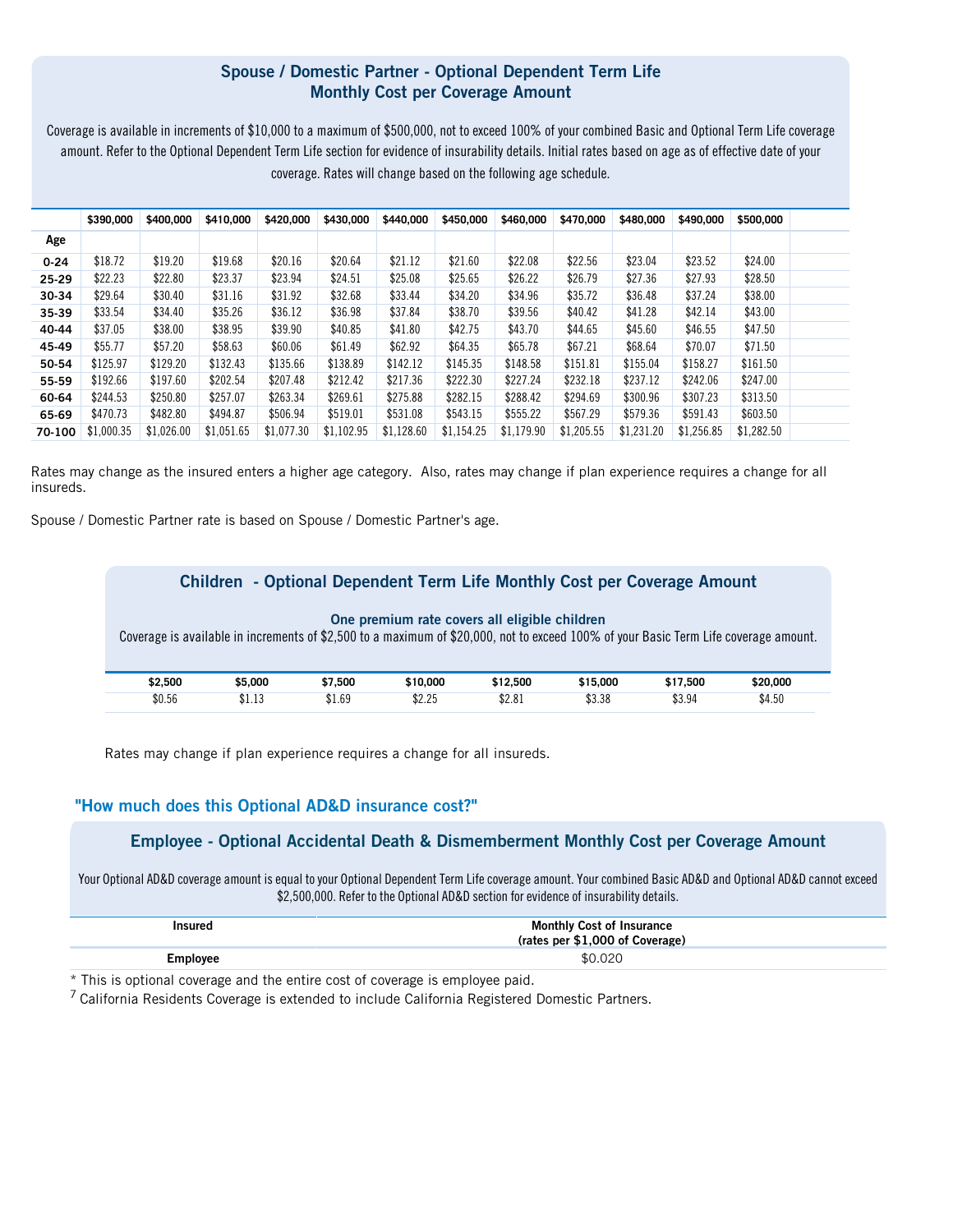## Spouse / Domestic Partner - Optional Dependent Term Life Monthly Cost per Coverage Amount

Coverage is available in increments of $10,000 to a maximum of $500,000, not to exceed 100% of your combined Basic and Optional Term Life coverage amount. Refer to the Optional Dependent Term Life section for evidence of insurability details. Initial rates based on age as of effective date of your coverage. Rates will change based on the following age schedule.

| Age | $390,000 | $400,000 | $410,000 | $420,000 | $430,000 | $440,000 | $450,000 | $460,000 | $470,000 | $480,000 | $490,000 | $500,000 |
|---|---|---|---|---|---|---|---|---|---|---|---|---|
| 0-24 | $18.72 | $19.20 | $19.68 | $20.16 | $20.64 | $21.12 | $21.60 | $22.08 | $22.56 | $23.04 | $23.52 | $24.00 |
| 25-29 | $22.23 | $22.80 | $23.37 | $23.94 | $24.51 | $25.08 | $25.65 | $26.22 | $26.79 | $27.36 | $27.93 | $28.50 |
| 30-34 | $29.64 | $30.40 | $31.16 | $31.92 | $32.68 | $33.44 | $34.20 | $34.96 | $35.72 | $36.48 | $37.24 | $38.00 |
| 35-39 | $33.54 | $34.40 | $35.26 | $36.12 | $36.98 | $37.84 | $38.70 | $39.56 | $40.42 | $41.28 | $42.14 | $43.00 |
| 40-44 | $37.05 | $38.00 | $38.95 | $39.90 | $40.85 | $41.80 | $42.75 | $43.70 | $44.65 | $45.60 | $46.55 | $47.50 |
| 45-49 | $55.77 | $57.20 | $58.63 | $60.06 | $61.49 | $62.92 | $64.35 | $65.78 | $67.21 | $68.64 | $70.07 | $71.50 |
| 50-54 | $125.97 | $129.20 | $132.43 | $135.66 | $138.89 | $142.12 | $145.35 | $148.58 | $151.81 | $155.04 | $158.27 | $161.50 |
| 55-59 | $192.66 | $197.60 | $202.54 | $207.48 | $212.42 | $217.36 | $222.30 | $227.24 | $232.18 | $237.12 | $242.06 | $247.00 |
| 60-64 | $244.53 | $250.80 | $257.07 | $263.34 | $269.61 | $275.88 | $282.15 | $288.42 | $294.69 | $300.96 | $307.23 | $313.50 |
| 65-69 | $470.73 | $482.80 | $494.87 | $506.94 | $519.01 | $531.08 | $543.15 | $555.22 | $567.29 | $579.36 | $591.43 | $603.50 |
| 70-100 | $1,000.35 | $1,026.00 | $1,051.65 | $1,077.30 | $1,102.95 | $1,128.60 | $1,154.25 | $1,179.90 | $1,205.55 | $1,231.20 | $1,256.85 | $1,282.50 |

Rates may change as the insured enters a higher age category. Also, rates may change if plan experience requires a change for all insureds.

Spouse / Domestic Partner rate is based on Spouse / Domestic Partner's age.

## Children - Optional Dependent Term Life Monthly Cost per Coverage Amount

**One premium rate covers all eligible children**

Coverage is available in increments of $2,500 to a maximum of $20,000, not to exceed 100% of your Basic Term Life coverage amount.

| $2,500 | $5,000 | $7,500 | $10,000 | $12,500 | $15,000 | $17,500 | $20,000 |
|---|---|---|---|---|---|---|---|
| $0.56 | $1.13 | $1.69 | $2.25 | $2.81 | $3.38 | $3.94 | $4.50 |

Rates may change if plan experience requires a change for all insureds.

### "How much does this Optional AD&D insurance cost?"

## Employee - Optional Accidental Death & Dismemberment Monthly Cost per Coverage Amount

Your Optional AD&D coverage amount is equal to your Optional Dependent Term Life coverage amount. Your combined Basic AD&D and Optional AD&D cannot exceed $2,500,000. Refer to the Optional AD&D section for evidence of insurability details.

| Insured | Monthly Cost of Insurance (rates per $1,000 of Coverage) |
|---|---|
| **Employee** | $0.020 |

* This is optional coverage and the entire cost of coverage is employee paid.

[7] California Residents Coverage is extended to include California Registered Domestic Partners.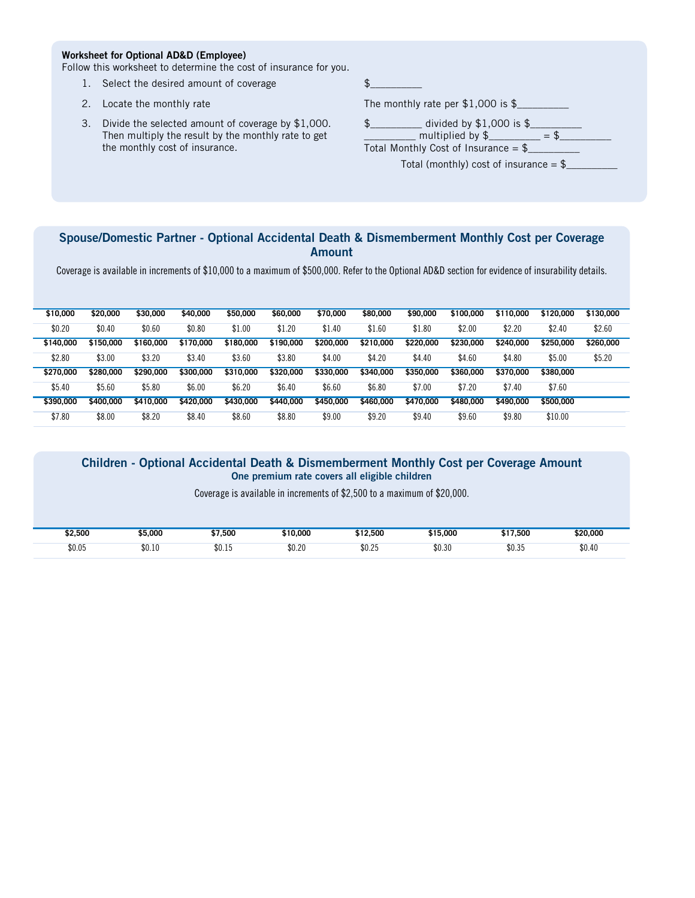**Worksheet for Optional AD&D (Employee)**

Follow this worksheet to determine the cost of insurance for you.

1. Select the desired amount of coverage — $_________
2. Locate the monthly rate — The monthly rate per $1,000 is $_________
3. Divide the selected amount of coverage by $1,000. Then multiply the result by the monthly rate to get the monthly cost of insurance. — $_________ divided by $1,000 is $_________
   _________ multiplied by $_________ = $_________
   Total Monthly Cost of Insurance = $_________

Total (monthly) cost of insurance = $_________

## Spouse/Domestic Partner - Optional Accidental Death & Dismemberment Monthly Cost per Coverage Amount

Coverage is available in increments of $10,000 to a maximum of $500,000. Refer to the Optional AD&D section for evidence of insurability details.

| $10,000 | $20,000 | $30,000 | $40,000 | $50,000 | $60,000 | $70,000 | $80,000 | $90,000 | $100,000 | $110,000 | $120,000 | $130,000 |
|---|---|---|---|---|---|---|---|---|---|---|---|---|
| $0.20 | $0.40 | $0.60 | $0.80 | $1.00 | $1.20 | $1.40 | $1.60 | $1.80 | $2.00 | $2.20 | $2.40 | $2.60 |
| **$140,000** | **$150,000** | **$160,000** | **$170,000** | **$180,000** | **$190,000** | **$200,000** | **$210,000** | **$220,000** | **$230,000** | **$240,000** | **$250,000** | **$260,000** |
| $2.80 | $3.00 | $3.20 | $3.40 | $3.60 | $3.80 | $4.00 | $4.20 | $4.40 | $4.60 | $4.80 | $5.00 | $5.20 |
| **$270,000** | **$280,000** | **$290,000** | **$300,000** | **$310,000** | **$320,000** | **$330,000** | **$340,000** | **$350,000** | **$360,000** | **$370,000** | **$380,000** | |
| $5.40 | $5.60 | $5.80 | $6.00 | $6.20 | $6.40 | $6.60 | $6.80 | $7.00 | $7.20 | $7.40 | $7.60 | |
| **$390,000** | **$400,000** | **$410,000** | **$420,000** | **$430,000** | **$440,000** | **$450,000** | **$460,000** | **$470,000** | **$480,000** | **$490,000** | **$500,000** | |
| $7.80 | $8.00 | $8.20 | $8.40 | $8.60 | $8.80 | $9.00 | $9.20 | $9.40 | $9.60 | $9.80 | $10.00 | |

## Children - Optional Accidental Death & Dismemberment Monthly Cost per Coverage Amount

**One premium rate covers all eligible children**

Coverage is available in increments of $2,500 to a maximum of $20,000.

| $2,500 | $5,000 | $7,500 | $10,000 | $12,500 | $15,000 | $17,500 | $20,000 |
|---|---|---|---|---|---|---|---|
| $0.05 | $0.10 | $0.15 | $0.20 | $0.25 | $0.30 | $0.35 | $0.40 |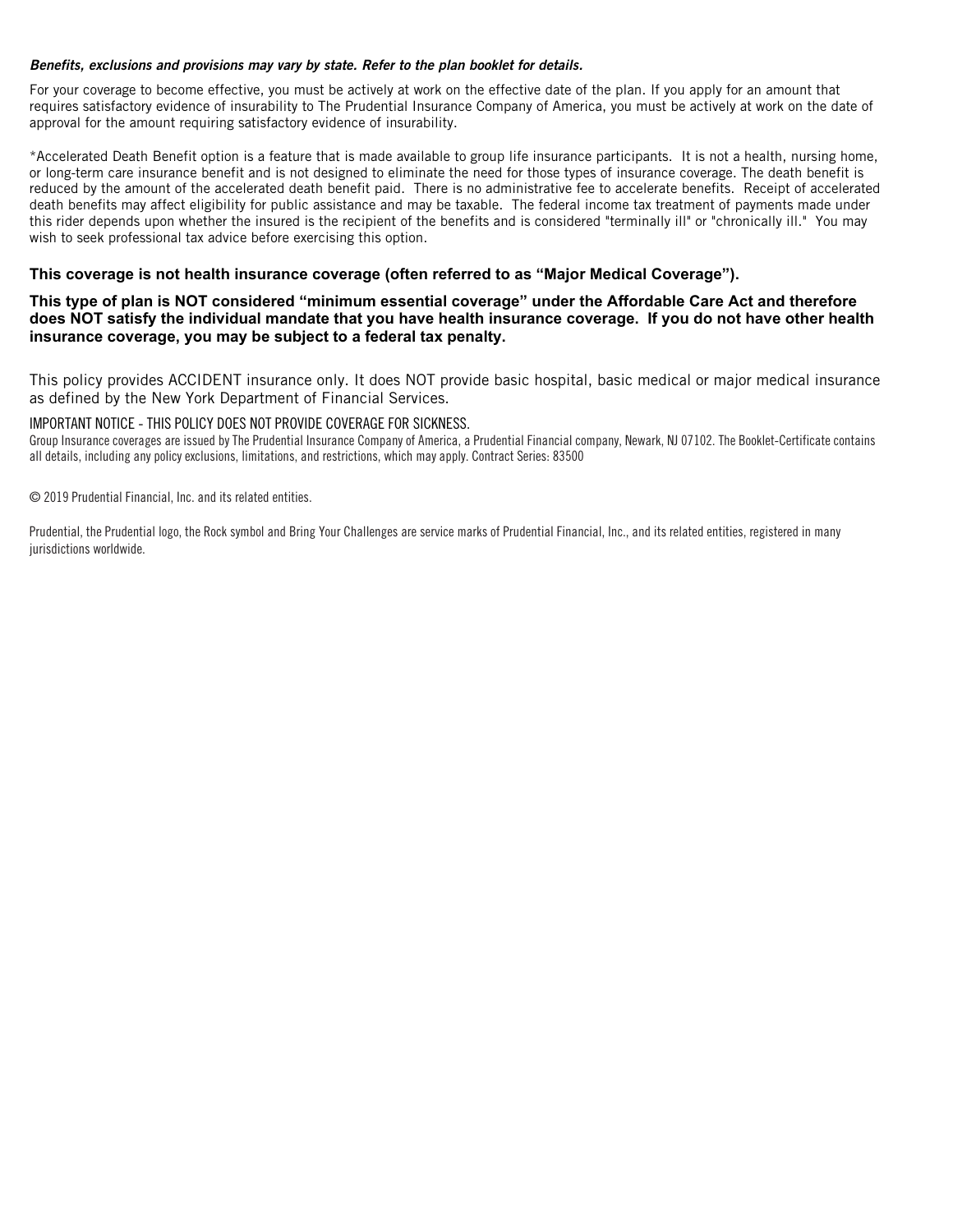***Benefits, exclusions and provisions may vary by state. Refer to the plan booklet for details.***

For your coverage to become effective, you must be actively at work on the effective date of the plan. If you apply for an amount that requires satisfactory evidence of insurability to The Prudential Insurance Company of America, you must be actively at work on the date of approval for the amount requiring satisfactory evidence of insurability.

*Accelerated Death Benefit option is a feature that is made available to group life insurance participants. It is not a health, nursing home, or long-term care insurance benefit and is not designed to eliminate the need for those types of insurance coverage. The death benefit is reduced by the amount of the accelerated death benefit paid. There is no administrative fee to accelerate benefits. Receipt of accelerated death benefits may affect eligibility for public assistance and may be taxable. The federal income tax treatment of payments made under this rider depends upon whether the insured is the recipient of the benefits and is considered "terminally ill" or "chronically ill." You may wish to seek professional tax advice before exercising this option.

**This coverage is not health insurance coverage (often referred to as “Major Medical Coverage”).**

**This type of plan is NOT considered “minimum essential coverage” under the Affordable Care Act and therefore does NOT satisfy the individual mandate that you have health insurance coverage. If you do not have other health insurance coverage, you may be subject to a federal tax penalty.**

This policy provides ACCIDENT insurance only. It does NOT provide basic hospital, basic medical or major medical insurance as defined by the New York Department of Financial Services.

IMPORTANT NOTICE - THIS POLICY DOES NOT PROVIDE COVERAGE FOR SICKNESS.

Group Insurance coverages are issued by The Prudential Insurance Company of America, a Prudential Financial company, Newark, NJ 07102. The Booklet-Certificate contains all details, including any policy exclusions, limitations, and restrictions, which may apply. Contract Series: 83500

© 2019 Prudential Financial, Inc. and its related entities.

Prudential, the Prudential logo, the Rock symbol and Bring Your Challenges are service marks of Prudential Financial, Inc., and its related entities, registered in many jurisdictions worldwide.